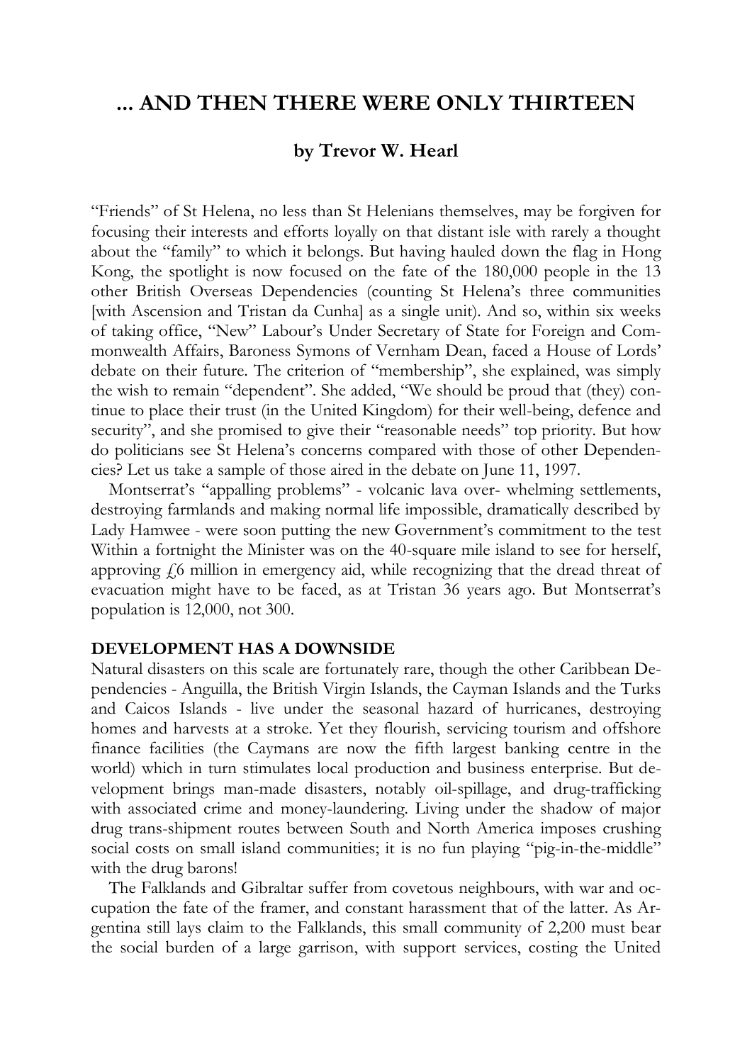# ... AND THEN THERE WERE ONLY THIRTEEN

### by Trevor W. Hearl

"Friends" of St Helena, no less than St Helenians themselves, may be forgiven for focusing their interests and efforts loyally on that distant isle with rarely a thought about the "family" to which it belongs. But having hauled down the flag in Hong Kong, the spotlight is now focused on the fate of the 180,000 people in the 13 other British Overseas Dependencies (counting St Helena's three communities [with Ascension and Tristan da Cunha] as a single unit). And so, within six weeks of taking office, "New" Labour's Under Secretary of State for Foreign and Commonwealth Affairs, Baroness Symons of Vernham Dean, faced a House of Lords' debate on their future. The criterion of "membership", she explained, was simply the wish to remain "dependent". She added, "We should be proud that (they) continue to place their trust (in the United Kingdom) for their well-being, defence and security", and she promised to give their "reasonable needs" top priority. But how do politicians see St Helena's concerns compared with those of other Dependencies? Let us take a sample of those aired in the debate on June 11, 1997.

Montserrat's "appalling problems" - volcanic lava over- whelming settlements, destroying farmlands and making normal life impossible, dramatically described by Lady Hamwee - were soon putting the new Government's commitment to the test Within a fortnight the Minister was on the 40-square mile island to see for herself, approving £6 million in emergency aid, while recognizing that the dread threat of evacuation might have to be faced, as at Tristan 36 years ago. But Montserrat's population is 12,000, not 300.

**DEVELOPMENT HAS A DOWNSIDE**

Natural disasters on this scale are fortunately rare, though the other Caribbean Dependencies - Anguilla, the British Virgin Islands, the Cayman Islands and the Turks and Caicos Islands - live under the seasonal hazard of hurricanes, destroying homes and harvests at a stroke. Yet they flourish, servicing tourism and offshore finance facilities (the Caymans are now the fifth largest banking centre in the world) which in turn stimulates local production and business enterprise. But development brings man-made disasters, notably oil-spillage, and drug-trafficking with associated crime and money-laundering. Living under the shadow of major drug trans-shipment routes between South and North America imposes crushing social costs on small island communities; it is no fun playing "pig-in-the-middle" with the drug barons!

The Falklands and Gibraltar suffer from covetous neighbours, with war and occupation the fate of the framer, and constant harassment that of the latter. As Argentina still lays claim to the Falklands, this small community of 2,200 must bear the social burden of a large garrison, with support services, costing the United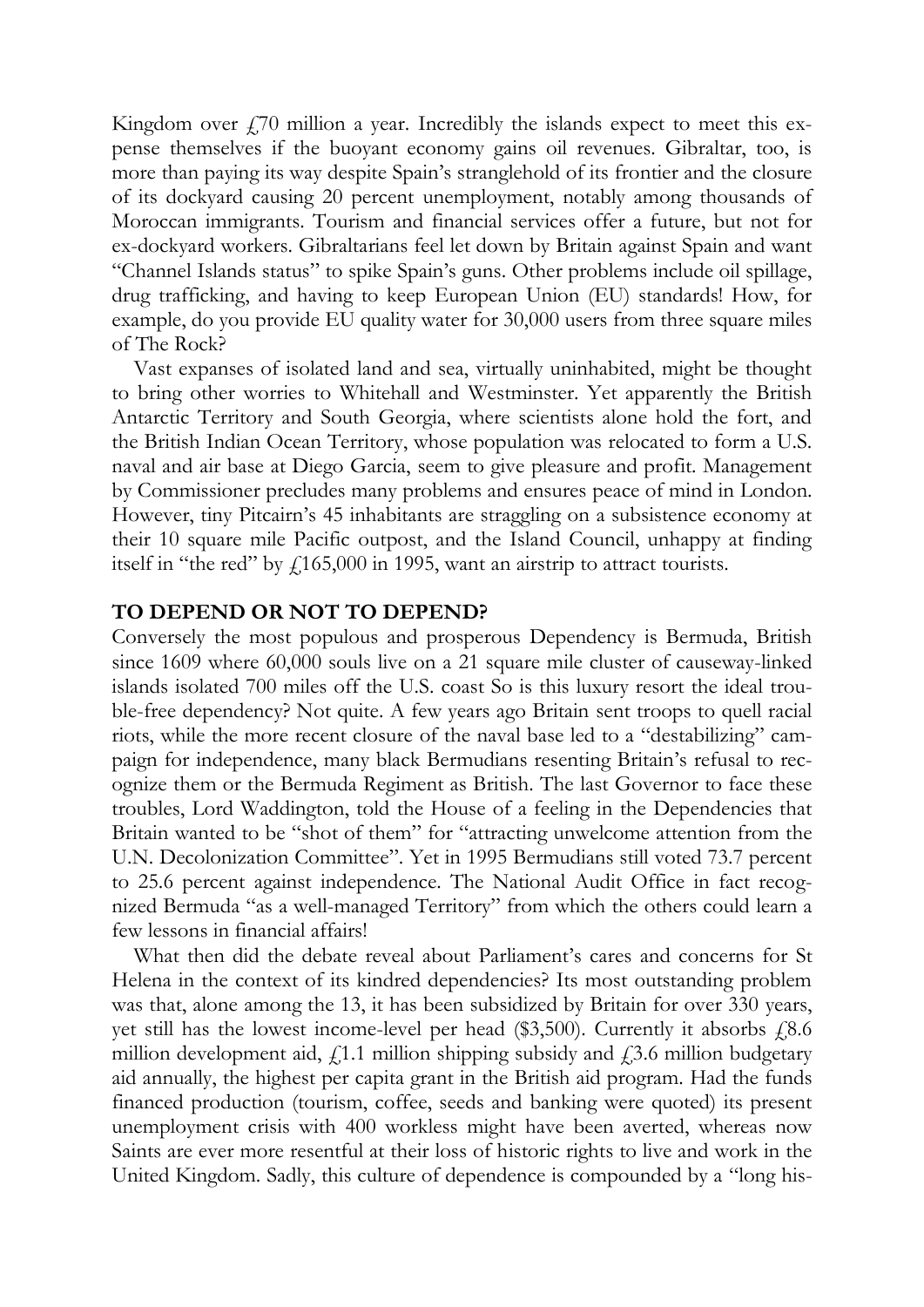Kingdom over £70 million a year. Incredibly the islands expect to meet this expense themselves if the buoyant economy gains oil revenues. Gibraltar, too, is more than paying its way despite Spain's stranglehold of its frontier and the closure of its dockyard causing 20 percent unemployment, notably among thousands of Moroccan immigrants. Tourism and financial services offer a future, but not for ex-dockyard workers. Gibraltarians feel let down by Britain against Spain and want "Channel Islands status" to spike Spain's guns. Other problems include oil spillage, drug trafficking, and having to keep European Union (EU) standards! How, for example, do you provide EU quality water for 30,000 users from three square miles of The Rock?

Vast expanses of isolated land and sea, virtually uninhabited, might be thought to bring other worries to Whitehall and Westminster. Yet apparently the British Antarctic Territory and South Georgia, where scientists alone hold the fort, and the British Indian Ocean Territory, whose population was relocated to form a U.S. naval and air base at Diego Garcia, seem to give pleasure and profit. Management by Commissioner precludes many problems and ensures peace of mind in London. However, tiny Pitcairn's 45 inhabitants are straggling on a subsistence economy at their 10 square mile Pacific outpost, and the Island Council, unhappy at finding itself in "the red" by £165,000 in 1995, want an airstrip to attract tourists.

## TO DEPEND OR NOT TO DEPEND?

Conversely the most populous and prosperous Dependency is Bermuda, British since 1609 where 60,000 souls live on a 21 square mile cluster of causeway-linked islands isolated 700 miles off the U.S. coast So is this luxury resort the ideal trouble-free dependency? Not quite. A few years ago Britain sent troops to quell racial riots, while the more recent closure of the naval base led to a "destabilizing" campaign for independence, many black Bermudians resenting Britain's refusal to recognize them or the Bermuda Regiment as British. The last Governor to face these troubles, Lord Waddington, told the House of a feeling in the Dependencies that Britain wanted to be "shot of them" for "attracting unwelcome attention from the U.N. Decolonization Committee". Yet in 1995 Bermudians still voted 73.7 percent to 25.6 percent against independence. The National Audit Office in fact recognized Bermuda "as a well-managed Territory" from which the others could learn a few lessons in financial affairs!

What then did the debate reveal about Parliament's cares and concerns for St Helena in the context of its kindred dependencies? Its most outstanding problem was that, alone among the 13, it has been subsidized by Britain for over 330 years, yet still has the lowest income-level per head ($3,500). Currently it absorbs £8.6 million development aid, £1.1 million shipping subsidy and £3.6 million budgetary aid annually, the highest per capita grant in the British aid program. Had the funds financed production (tourism, coffee, seeds and banking were quoted) its present unemployment crisis with 400 workless might have been averted, whereas now Saints are ever more resentful at their loss of historic rights to live and work in the United Kingdom. Sadly, this culture of dependence is compounded by a "long his-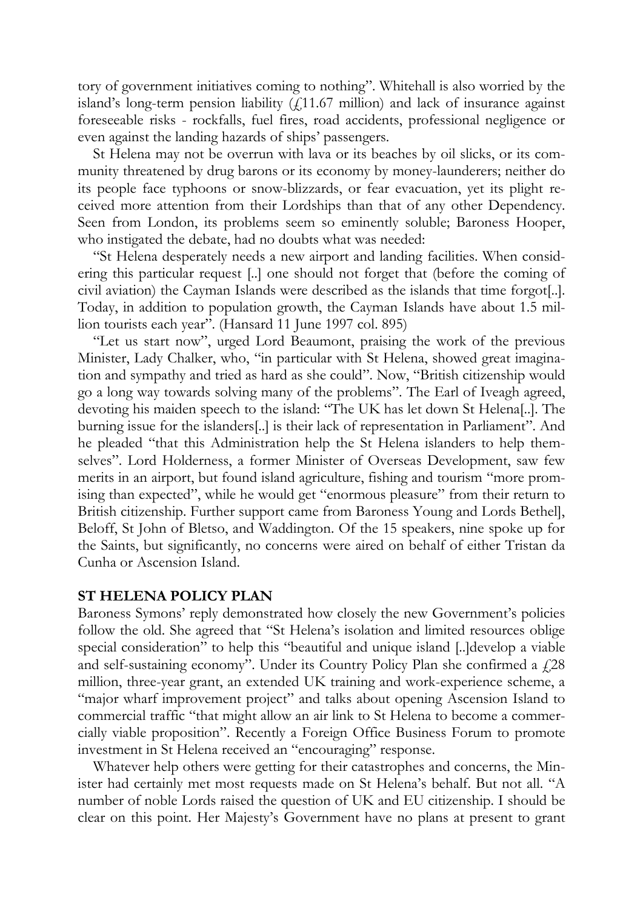tory of government initiatives coming to nothing". Whitehall is also worried by the island's long-term pension liability (£11.67 million) and lack of insurance against foreseeable risks - rockfalls, fuel fires, road accidents, professional negligence or even against the landing hazards of ships' passengers.

St Helena may not be overrun with lava or its beaches by oil slicks, or its community threatened by drug barons or its economy by money-launderers; neither do its people face typhoons or snow-blizzards, or fear evacuation, yet its plight received more attention from their Lordships than that of any other Dependency. Seen from London, its problems seem so eminently soluble; Baroness Hooper, who instigated the debate, had no doubts what was needed:

"St Helena desperately needs a new airport and landing facilities. When considering this particular request [..] one should not forget that (before the coming of civil aviation) the Cayman Islands were described as the islands that time forgot[..]. Today, in addition to population growth, the Cayman Islands have about 1.5 million tourists each year". (Hansard 11 June 1997 col. 895)

"Let us start now", urged Lord Beaumont, praising the work of the previous Minister, Lady Chalker, who, "in particular with St Helena, showed great imagination and sympathy and tried as hard as she could". Now, "British citizenship would go a long way towards solving many of the problems". The Earl of Iveagh agreed, devoting his maiden speech to the island: "The UK has let down St Helena[..]. The burning issue for the islanders[..] is their lack of representation in Parliament". And he pleaded "that this Administration help the St Helena islanders to help themselves". Lord Holderness, a former Minister of Overseas Development, saw few merits in an airport, but found island agriculture, fishing and tourism "more promising than expected", while he would get "enormous pleasure" from their return to British citizenship. Further support came from Baroness Young and Lords Bethel], Beloff, St John of Bletso, and Waddington. Of the 15 speakers, nine spoke up for the Saints, but significantly, no concerns were aired on behalf of either Tristan da Cunha or Ascension Island.

## ST HELENA POLICY PLAN

Baroness Symons' reply demonstrated how closely the new Government's policies follow the old. She agreed that "St Helena's isolation and limited resources oblige special consideration" to help this "beautiful and unique island [..]develop a viable and self-sustaining economy". Under its Country Policy Plan she confirmed a £28 million, three-year grant, an extended UK training and work-experience scheme, a "major wharf improvement project" and talks about opening Ascension Island to commercial traffic "that might allow an air link to St Helena to become a commercially viable proposition". Recently a Foreign Office Business Forum to promote investment in St Helena received an "encouraging" response.

Whatever help others were getting for their catastrophes and concerns, the Minister had certainly met most requests made on St Helena's behalf. But not all. "A number of noble Lords raised the question of UK and EU citizenship. I should be clear on this point. Her Majesty's Government have no plans at present to grant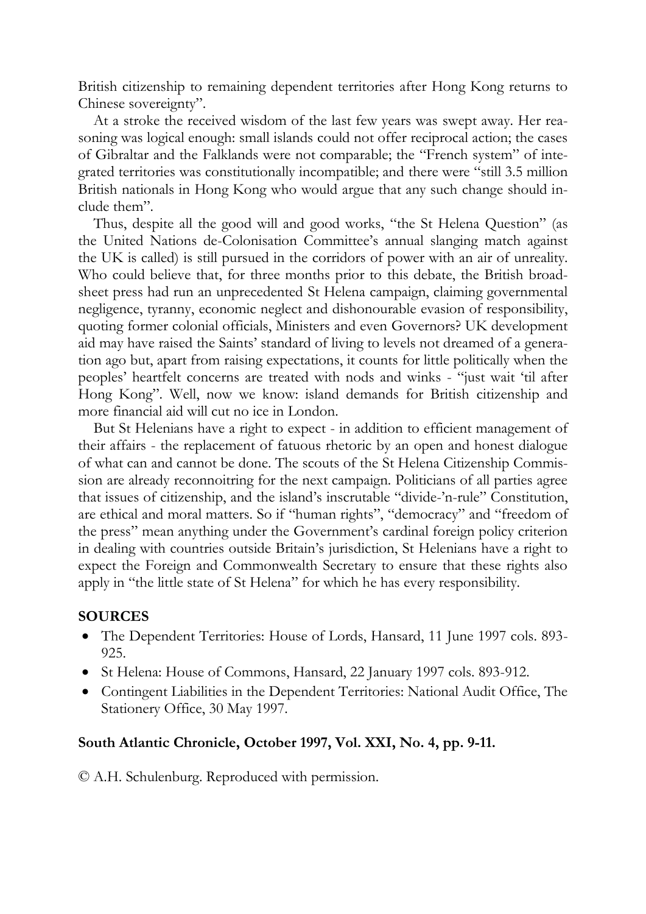British citizenship to remaining dependent territories after Hong Kong returns to Chinese sovereignty".

At a stroke the received wisdom of the last few years was swept away. Her reasoning was logical enough: small islands could not offer reciprocal action; the cases of Gibraltar and the Falklands were not comparable; the "French system" of integrated territories was constitutionally incompatible; and there were "still 3.5 million British nationals in Hong Kong who would argue that any such change should include them".

Thus, despite all the good will and good works, "the St Helena Question" (as the United Nations de-Colonisation Committee's annual slanging match against the UK is called) is still pursued in the corridors of power with an air of unreality. Who could believe that, for three months prior to this debate, the British broadsheet press had run an unprecedented St Helena campaign, claiming governmental negligence, tyranny, economic neglect and dishonourable evasion of responsibility, quoting former colonial officials, Ministers and even Governors? UK development aid may have raised the Saints' standard of living to levels not dreamed of a generation ago but, apart from raising expectations, it counts for little politically when the peoples' heartfelt concerns are treated with nods and winks - "just wait 'til after Hong Kong". Well, now we know: island demands for British citizenship and more financial aid will cut no ice in London.

But St Helenians have a right to expect - in addition to efficient management of their affairs - the replacement of fatuous rhetoric by an open and honest dialogue of what can and cannot be done. The scouts of the St Helena Citizenship Commission are already reconnoitring for the next campaign. Politicians of all parties agree that issues of citizenship, and the island's inscrutable "divide-'n-rule" Constitution, are ethical and moral matters. So if "human rights", "democracy" and "freedom of the press" mean anything under the Government's cardinal foreign policy criterion in dealing with countries outside Britain's jurisdiction, St Helenians have a right to expect the Foreign and Commonwealth Secretary to ensure that these rights also apply in "the little state of St Helena" for which he has every responsibility.

## SOURCES

- The Dependent Territories: House of Lords, Hansard, 11 June 1997 cols. 893-925.
- St Helena: House of Commons, Hansard, 22 January 1997 cols. 893-912.
- Contingent Liabilities in the Dependent Territories: National Audit Office, The Stationery Office, 30 May 1997.

**South Atlantic Chronicle, October 1997, Vol. XXI, No. 4, pp. 9-11.**

© A.H. Schulenburg. Reproduced with permission.